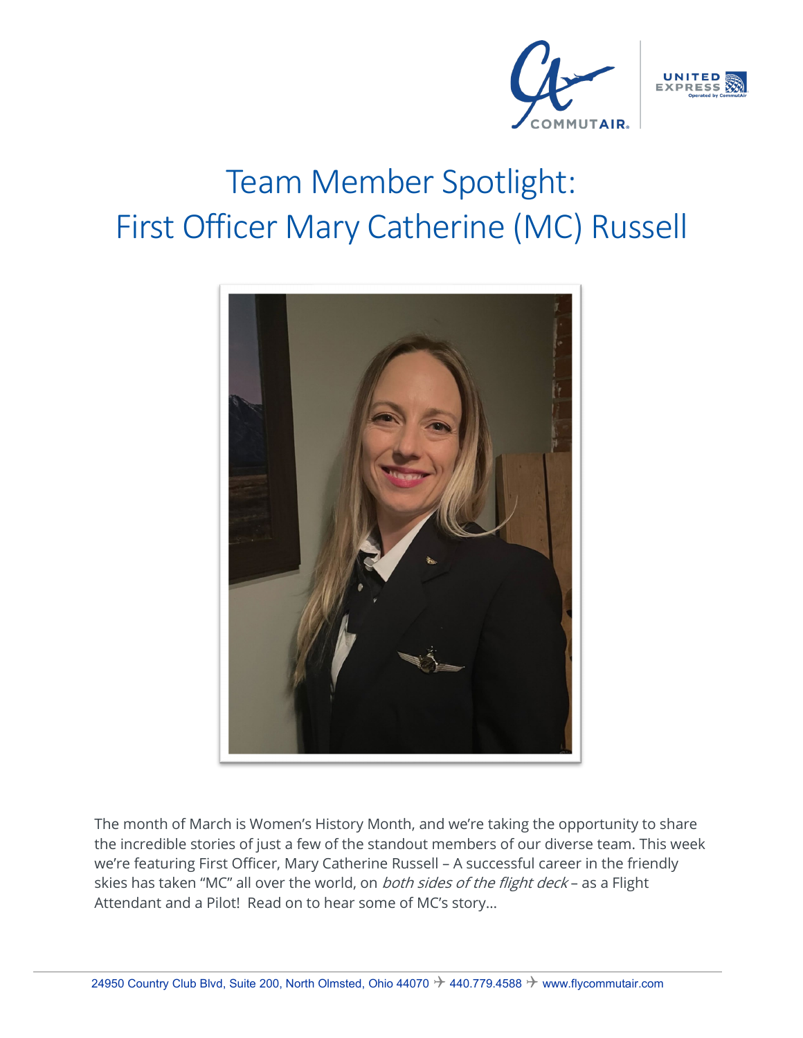# Team Member Spotlight:
# First Officer Mary Catherine (MC) Russell

The month of March is Women's History Month, and we're taking the opportunity to share the incredible stories of just a few of the standout members of our diverse team. This week we're featuring First Officer, Mary Catherine Russell – A successful career in the friendly skies has taken "MC" all over the world, on *both sides of the flight deck* – as a Flight Attendant and a Pilot! Read on to hear some of MC's story…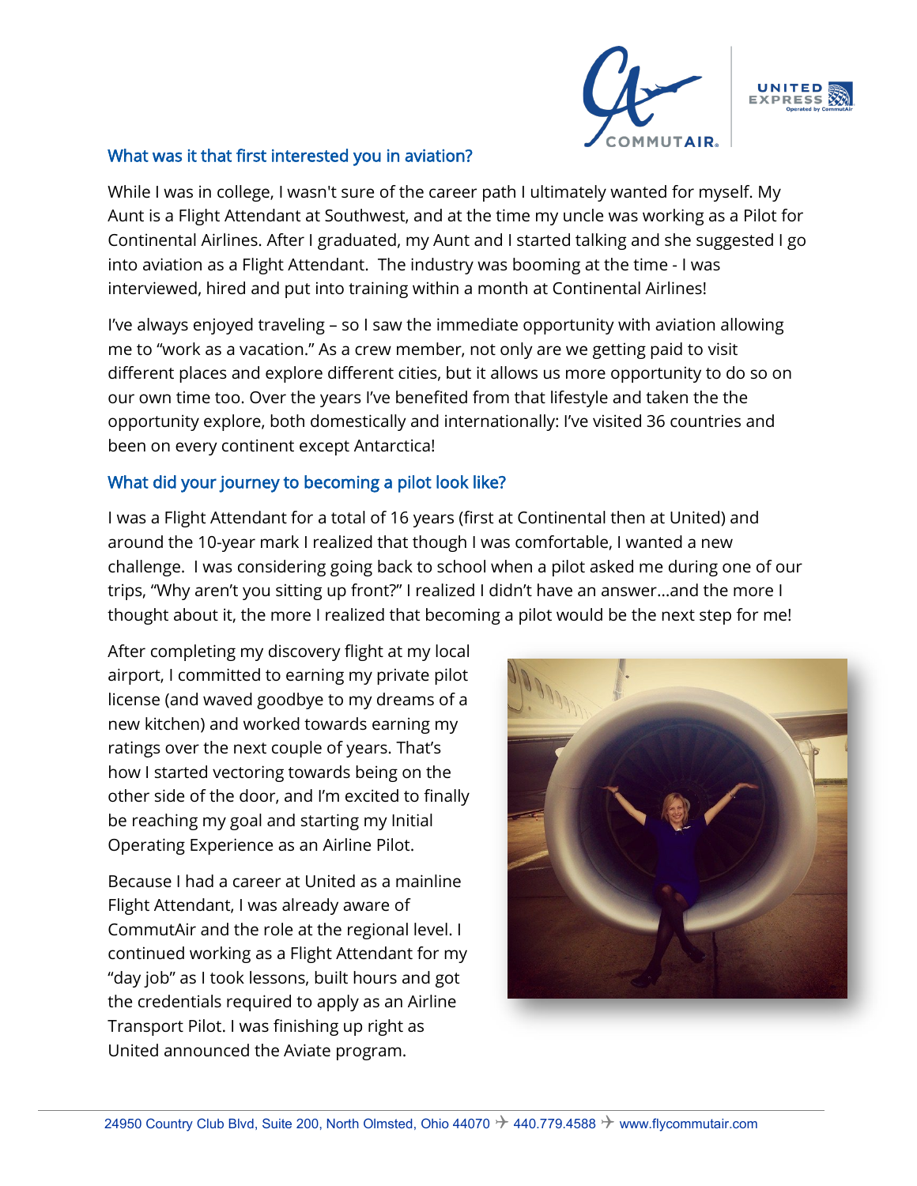### What was it that first interested you in aviation?

While I was in college, I wasn't sure of the career path I ultimately wanted for myself. My Aunt is a Flight Attendant at Southwest, and at the time my uncle was working as a Pilot for Continental Airlines. After I graduated, my Aunt and I started talking and she suggested I go into aviation as a Flight Attendant. The industry was booming at the time - I was interviewed, hired and put into training within a month at Continental Airlines!

I've always enjoyed traveling – so I saw the immediate opportunity with aviation allowing me to "work as a vacation." As a crew member, not only are we getting paid to visit different places and explore different cities, but it allows us more opportunity to do so on our own time too. Over the years I've benefited from that lifestyle and taken the the opportunity explore, both domestically and internationally: I've visited 36 countries and been on every continent except Antarctica!

### What did your journey to becoming a pilot look like?

I was a Flight Attendant for a total of 16 years (first at Continental then at United) and around the 10-year mark I realized that though I was comfortable, I wanted a new challenge. I was considering going back to school when a pilot asked me during one of our trips, "Why aren't you sitting up front?" I realized I didn't have an answer…and the more I thought about it, the more I realized that becoming a pilot would be the next step for me!

After completing my discovery flight at my local airport, I committed to earning my private pilot license (and waved goodbye to my dreams of a new kitchen) and worked towards earning my ratings over the next couple of years. That's how I started vectoring towards being on the other side of the door, and I'm excited to finally be reaching my goal and starting my Initial Operating Experience as an Airline Pilot.

Because I had a career at United as a mainline Flight Attendant, I was already aware of CommutAir and the role at the regional level. I continued working as a Flight Attendant for my "day job" as I took lessons, built hours and got the credentials required to apply as an Airline Transport Pilot. I was finishing up right as United announced the Aviate program.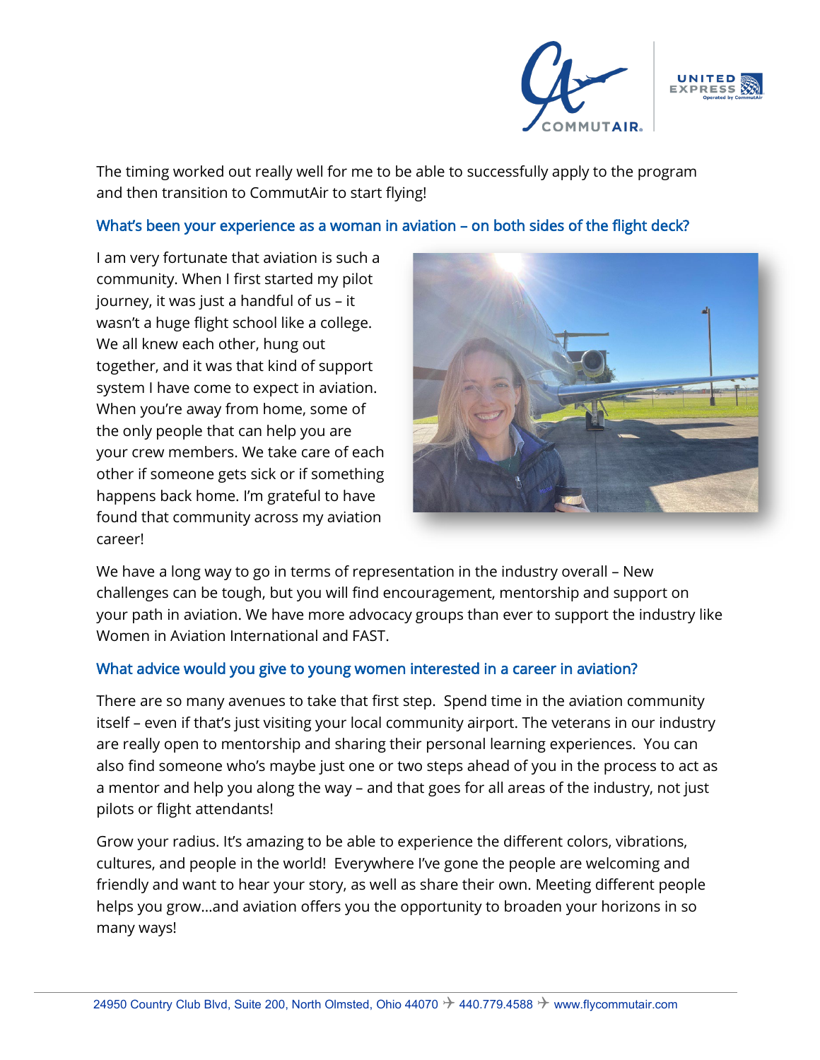The timing worked out really well for me to be able to successfully apply to the program and then transition to CommutAir to start flying!

## What's been your experience as a woman in aviation – on both sides of the flight deck?

I am very fortunate that aviation is such a community. When I first started my pilot journey, it was just a handful of us – it wasn't a huge flight school like a college. We all knew each other, hung out together, and it was that kind of support system I have come to expect in aviation. When you're away from home, some of the only people that can help you are your crew members. We take care of each other if someone gets sick or if something happens back home. I'm grateful to have found that community across my aviation career!

We have a long way to go in terms of representation in the industry overall – New challenges can be tough, but you will find encouragement, mentorship and support on your path in aviation. We have more advocacy groups than ever to support the industry like Women in Aviation International and FAST.

## What advice would you give to young women interested in a career in aviation?

There are so many avenues to take that first step. Spend time in the aviation community itself – even if that's just visiting your local community airport. The veterans in our industry are really open to mentorship and sharing their personal learning experiences. You can also find someone who's maybe just one or two steps ahead of you in the process to act as a mentor and help you along the way – and that goes for all areas of the industry, not just pilots or flight attendants!

Grow your radius. It's amazing to be able to experience the different colors, vibrations, cultures, and people in the world! Everywhere I've gone the people are welcoming and friendly and want to hear your story, as well as share their own. Meeting different people helps you grow…and aviation offers you the opportunity to broaden your horizons in so many ways!